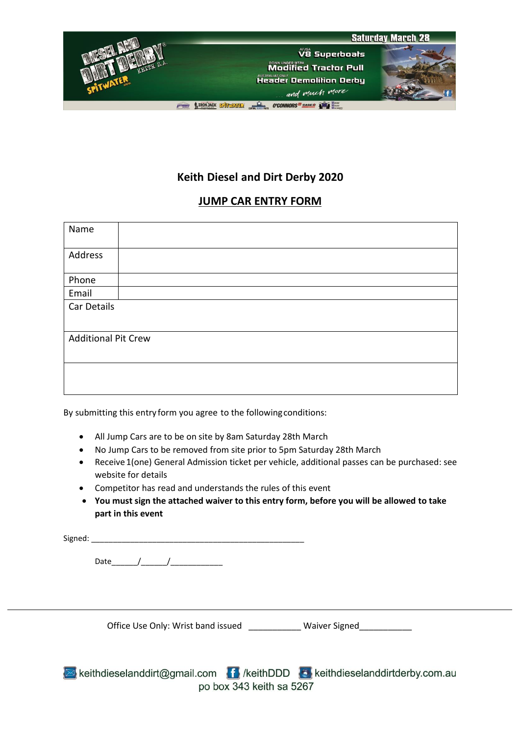# Keith Diesel and Dirt Derby 2020

## JUMP CAR ENTRY FORM

| Name | |
|---|---|
| Address | |
| Phone | |
| Email | |
| Car Details | |
| Additional Pit Crew | |
| | |

By submitting this entry form you agree to the following conditions:

- All Jump Cars are to be on site by 8am Saturday 28th March
- No Jump Cars to be removed from site prior to 5pm Saturday 28th March
- Receive 1(one) General Admission ticket per vehicle, additional passes can be purchased: see website for details
- Competitor has read and understands the rules of this event
- **You must sign the attached waiver to this entry form, before you will be allowed to take part in this event**

Signed: ___________________________________________________

Date______/______/____________

---

Office Use Only: Wrist band issued ___________ Waiver Signed___________

keithdieselanddirt@gmail.com /keithDDD keithdieselanddirtderby.com.au
po box 343 keith sa 5267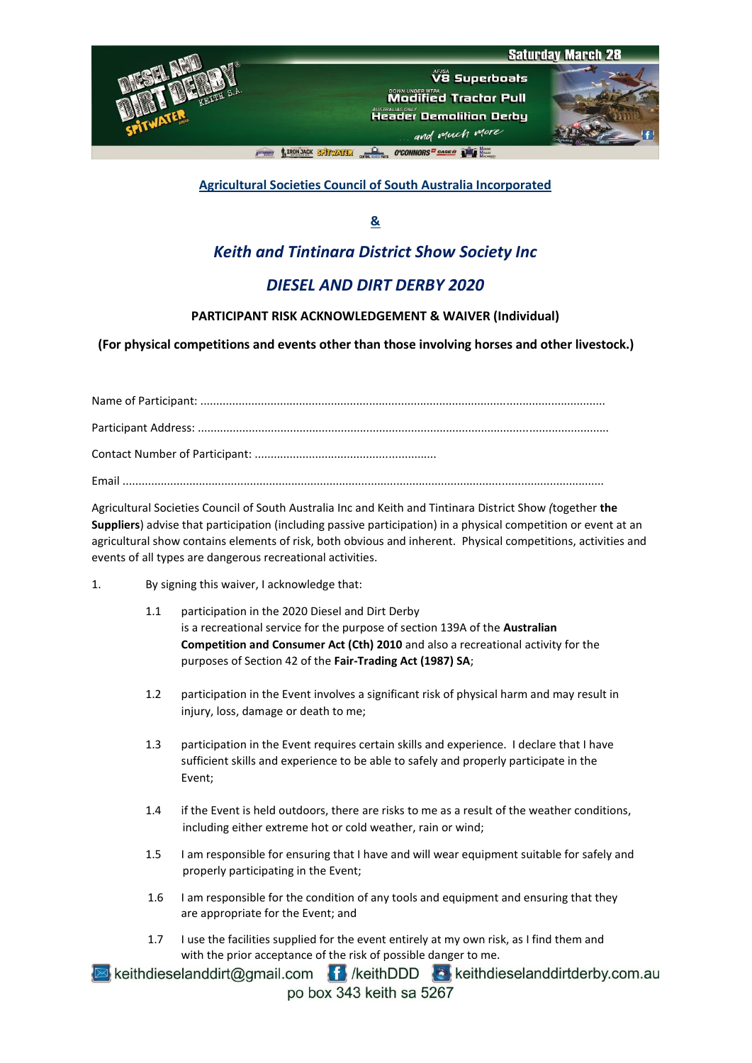**Agricultural Societies Council of South Australia Incorporated**

**&**

## *Keith and Tintinara District Show Society Inc*

## *DIESEL AND DIRT DERBY 2020*

**PARTICIPANT RISK ACKNOWLEDGEMENT & WAIVER (Individual)**

**(For physical competitions and events other than those involving horses and other livestock.)**

Name of Participant: ..........................................................................................................................

Participant Address: ...........................................................................................................................

Contact Number of Participant: ........................................................

Email ...................................................................................................................................................

Agricultural Societies Council of South Australia Inc and Keith and Tintinara District Show *(*together **the Suppliers**) advise that participation (including passive participation) in a physical competition or event at an agricultural show contains elements of risk, both obvious and inherent. Physical competitions, activities and events of all types are dangerous recreational activities.

1. By signing this waiver, I acknowledge that:

   1.1 participation in the 2020 Diesel and Dirt Derby is a recreational service for the purpose of section 139A of the **Australian Competition and Consumer Act (Cth) 2010** and also a recreational activity for the purposes of Section 42 of the **Fair-Trading Act (1987) SA**;

   1.2 participation in the Event involves a significant risk of physical harm and may result in injury, loss, damage or death to me;

   1.3 participation in the Event requires certain skills and experience. I declare that I have sufficient skills and experience to be able to safely and properly participate in the Event;

   1.4 if the Event is held outdoors, there are risks to me as a result of the weather conditions, including either extreme hot or cold weather, rain or wind;

   1.5 I am responsible for ensuring that I have and will wear equipment suitable for safely and properly participating in the Event;

   1.6 I am responsible for the condition of any tools and equipment and ensuring that they are appropriate for the Event; and

   1.7 I use the facilities supplied for the event entirely at my own risk, as I find them and with the prior acceptance of the risk of possible danger to me.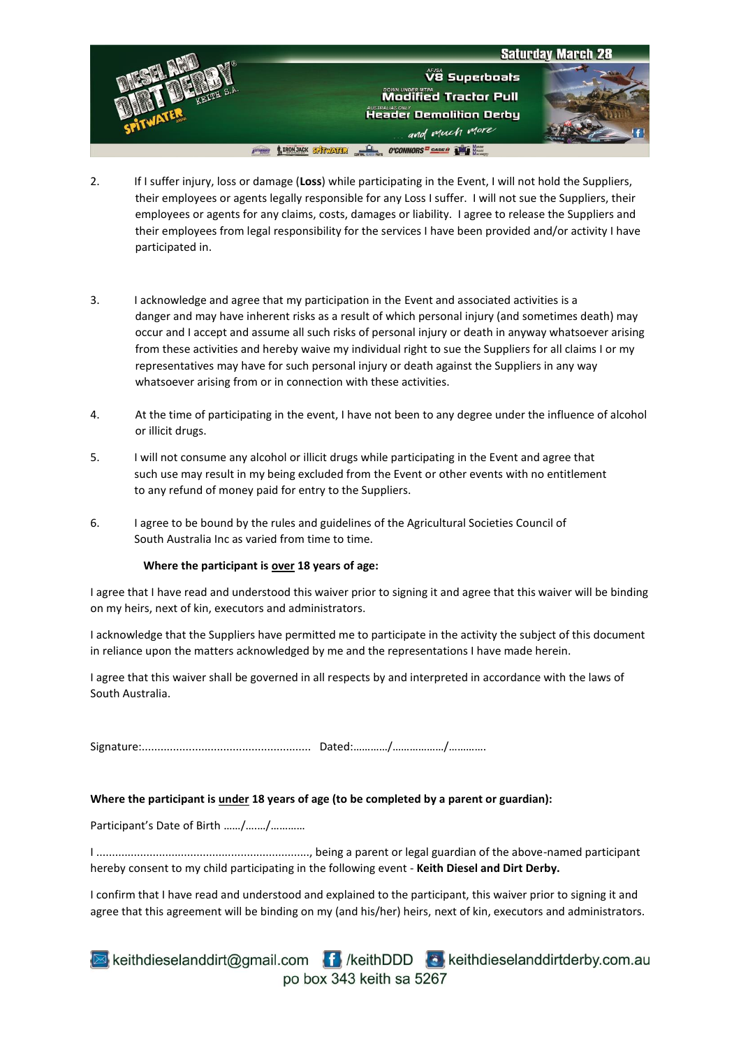2. If I suffer injury, loss or damage (**Loss**) while participating in the Event, I will not hold the Suppliers, their employees or agents legally responsible for any Loss I suffer. I will not sue the Suppliers, their employees or agents for any claims, costs, damages or liability. I agree to release the Suppliers and their employees from legal responsibility for the services I have been provided and/or activity I have participated in.

3. I acknowledge and agree that my participation in the Event and associated activities is a danger and may have inherent risks as a result of which personal injury (and sometimes death) may occur and I accept and assume all such risks of personal injury or death in anyway whatsoever arising from these activities and hereby waive my individual right to sue the Suppliers for all claims I or my representatives may have for such personal injury or death against the Suppliers in any way whatsoever arising from or in connection with these activities.

4. At the time of participating in the event, I have not been to any degree under the influence of alcohol or illicit drugs.

5. I will not consume any alcohol or illicit drugs while participating in the Event and agree that such use may result in my being excluded from the Event or other events with no entitlement to any refund of money paid for entry to the Suppliers.

6. I agree to be bound by the rules and guidelines of the Agricultural Societies Council of South Australia Inc as varied from time to time.

**Where the participant is over 18 years of age:**

I agree that I have read and understood this waiver prior to signing it and agree that this waiver will be binding on my heirs, next of kin, executors and administrators.

I acknowledge that the Suppliers have permitted me to participate in the activity the subject of this document in reliance upon the matters acknowledged by me and the representations I have made herein.

I agree that this waiver shall be governed in all respects by and interpreted in accordance with the laws of South Australia.

Signature:...................................................... Dated:…………/………………/………….

**Where the participant is under 18 years of age (to be completed by a parent or guardian):**

Participant's Date of Birth ……/……./…………

I ..................................................................., being a parent or legal guardian of the above-named participant hereby consent to my child participating in the following event - **Keith Diesel and Dirt Derby.**

I confirm that I have read and understood and explained to the participant, this waiver prior to signing it and agree that this agreement will be binding on my (and his/her) heirs, next of kin, executors and administrators.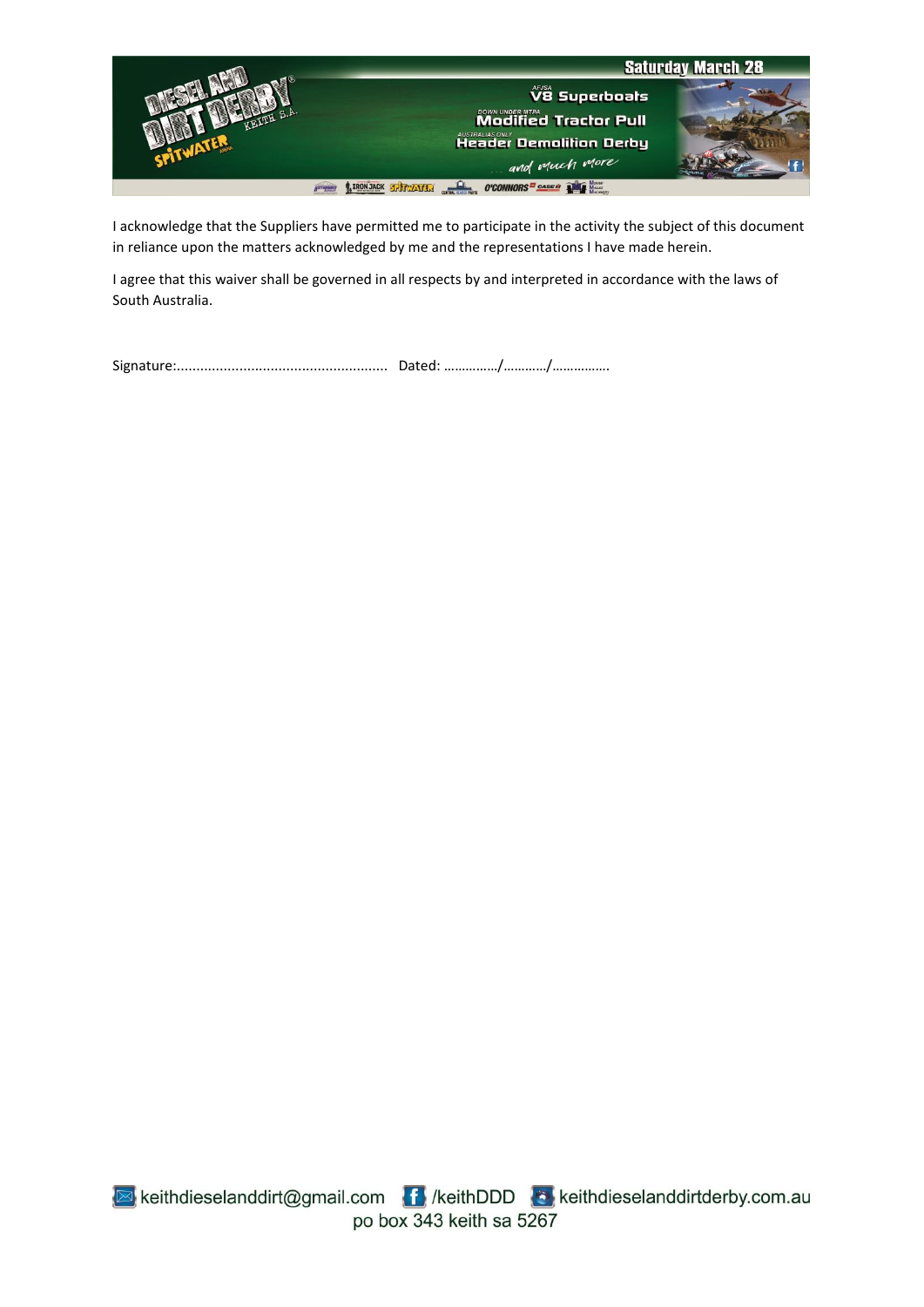I acknowledge that the Suppliers have permitted me to participate in the activity the subject of this document in reliance upon the matters acknowledged by me and the representations I have made herein.

I agree that this waiver shall be governed in all respects by and interpreted in accordance with the laws of South Australia.

Signature:..................................................... Dated: ……………/…………/…………….